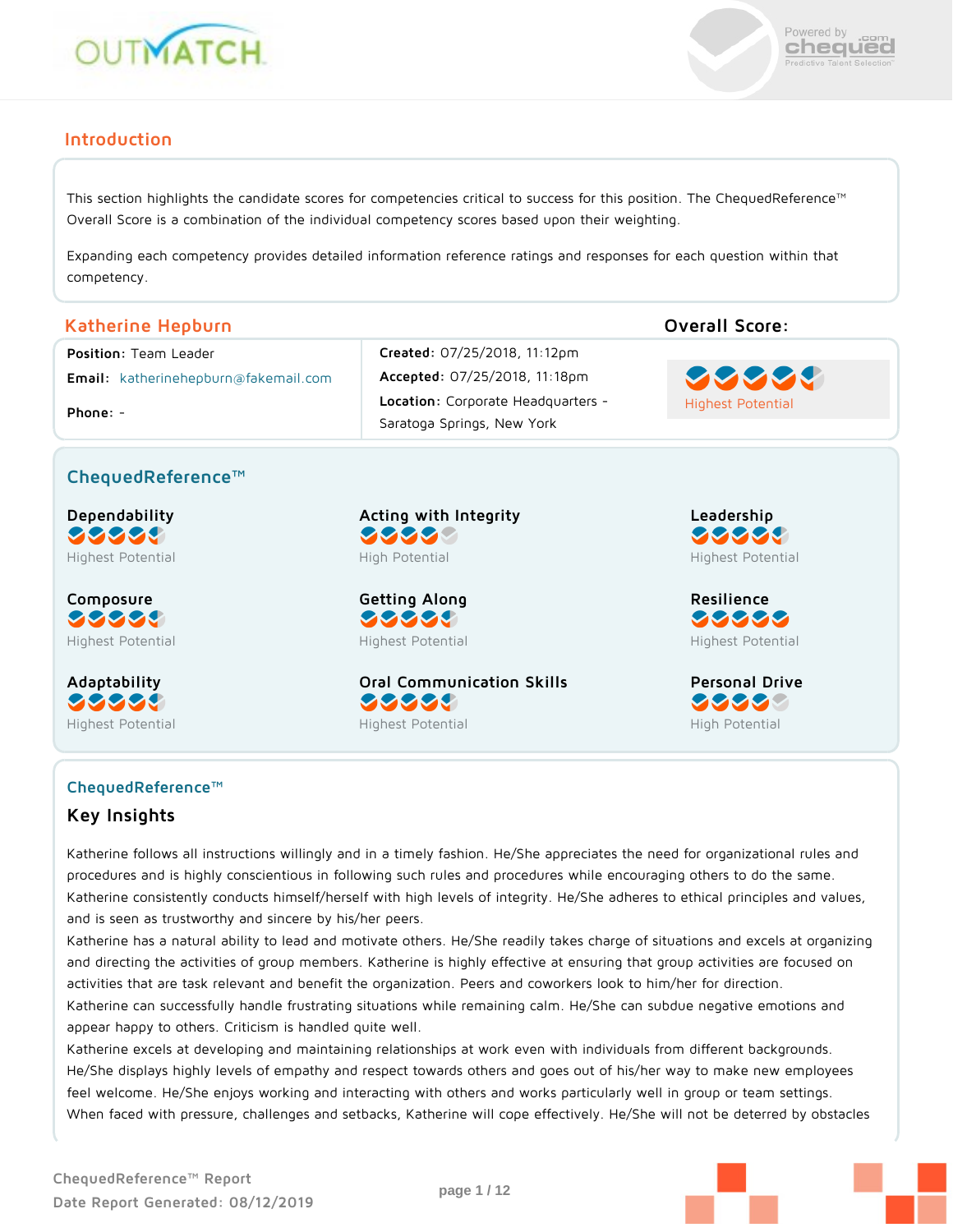OUTMATCH

Powered by chequed.com Predictive Talent Selection

## Introduction

This section highlights the candidate scores for competencies critical to success for this position. The ChequedReference™ Overall Score is a combination of the individual competency scores based upon their weighting.

Expanding each competency provides detailed information reference ratings and responses for each question within that competency.

## Katherine Hepburn

**Overall Score:** Highest Potential

**Position:** Team Leader

**Email:** katherinehepburn@fakemail.com

**Phone:** -

**Created:** 07/25/2018, 11:12pm

**Accepted:** 07/25/2018, 11:18pm

**Location:** Corporate Headquarters - Saratoga Springs, New York

## ChequedReference™

**Dependability**
Highest Potential

**Acting with Integrity**
High Potential

**Leadership**
Highest Potential

**Composure**
Highest Potential

**Getting Along**
Highest Potential

**Resilience**
Highest Potential

**Adaptability**
Highest Potential

**Oral Communication Skills**
Highest Potential

**Personal Drive**
High Potential

## ChequedReference™

### Key Insights

Katherine follows all instructions willingly and in a timely fashion. He/She appreciates the need for organizational rules and procedures and is highly conscientious in following such rules and procedures while encouraging others to do the same.
Katherine consistently conducts himself/herself with high levels of integrity. He/She adheres to ethical principles and values, and is seen as trustworthy and sincere by his/her peers.
Katherine has a natural ability to lead and motivate others. He/She readily takes charge of situations and excels at organizing and directing the activities of group members. Katherine is highly effective at ensuring that group activities are focused on activities that are task relevant and benefit the organization. Peers and coworkers look to him/her for direction.
Katherine can successfully handle frustrating situations while remaining calm. He/She can subdue negative emotions and appear happy to others. Criticism is handled quite well.
Katherine excels at developing and maintaining relationships at work even with individuals from different backgrounds. He/She displays highly levels of empathy and respect towards others and goes out of his/her way to make new employees feel welcome. He/She enjoys working and interacting with others and works particularly well in group or team settings.
When faced with pressure, challenges and setbacks, Katherine will cope effectively. He/She will not be deterred by obstacles

ChequedReference™ Report
Date Report Generated: 08/12/2019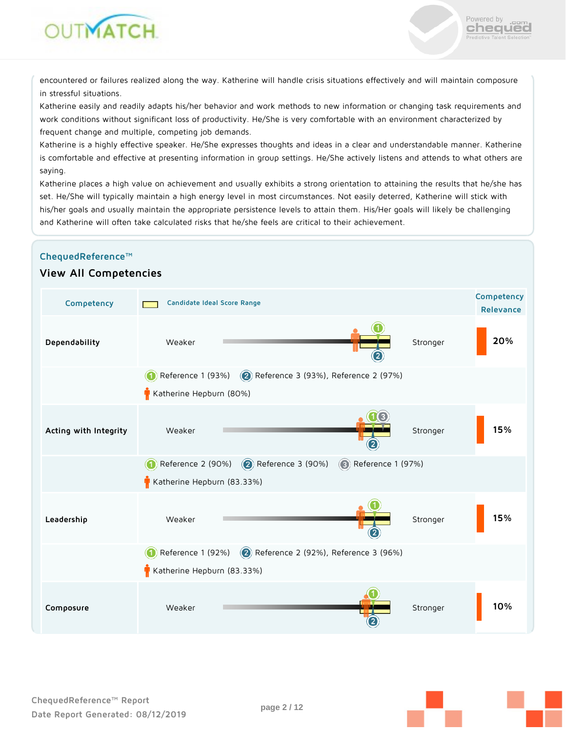encountered or failures realized along the way. Katherine will handle crisis situations effectively and will maintain composure in stressful situations.

Katherine easily and readily adapts his/her behavior and work methods to new information or changing task requirements and work conditions without significant loss of productivity. He/She is very comfortable with an environment characterized by frequent change and multiple, competing job demands.

Katherine is a highly effective speaker. He/She expresses thoughts and ideas in a clear and understandable manner. Katherine is comfortable and effective at presenting information in group settings. He/She actively listens and attends to what others are saying.

Katherine places a high value on achievement and usually exhibits a strong orientation to attaining the results that he/she has set. He/She will typically maintain a high energy level in most circumstances. Not easily deterred, Katherine will stick with his/her goals and usually maintain the appropriate persistence levels to attain them. His/Her goals will likely be challenging and Katherine will often take calculated risks that he/she feels are critical to their achievement.

## ChequedReference™

### View All Competencies

| Competency | Candidate Ideal Score Range | Competency Relevance |
|---|---|---|
| **Dependability** | Weaker — Stronger | 20% |
| | (1) Reference 1 (93%) (2) Reference 3 (93%), Reference 2 (97%) Katherine Hepburn (80%) | |
| **Acting with Integrity** | Weaker — Stronger | 15% |
| | (1) Reference 2 (90%) (2) Reference 3 (90%) (3) Reference 1 (97%) Katherine Hepburn (83.33%) | |
| **Leadership** | Weaker — Stronger | 15% |
| | (1) Reference 1 (92%) (2) Reference 2 (92%), Reference 3 (96%) Katherine Hepburn (83.33%) | |
| **Composure** | Weaker — Stronger | 10% |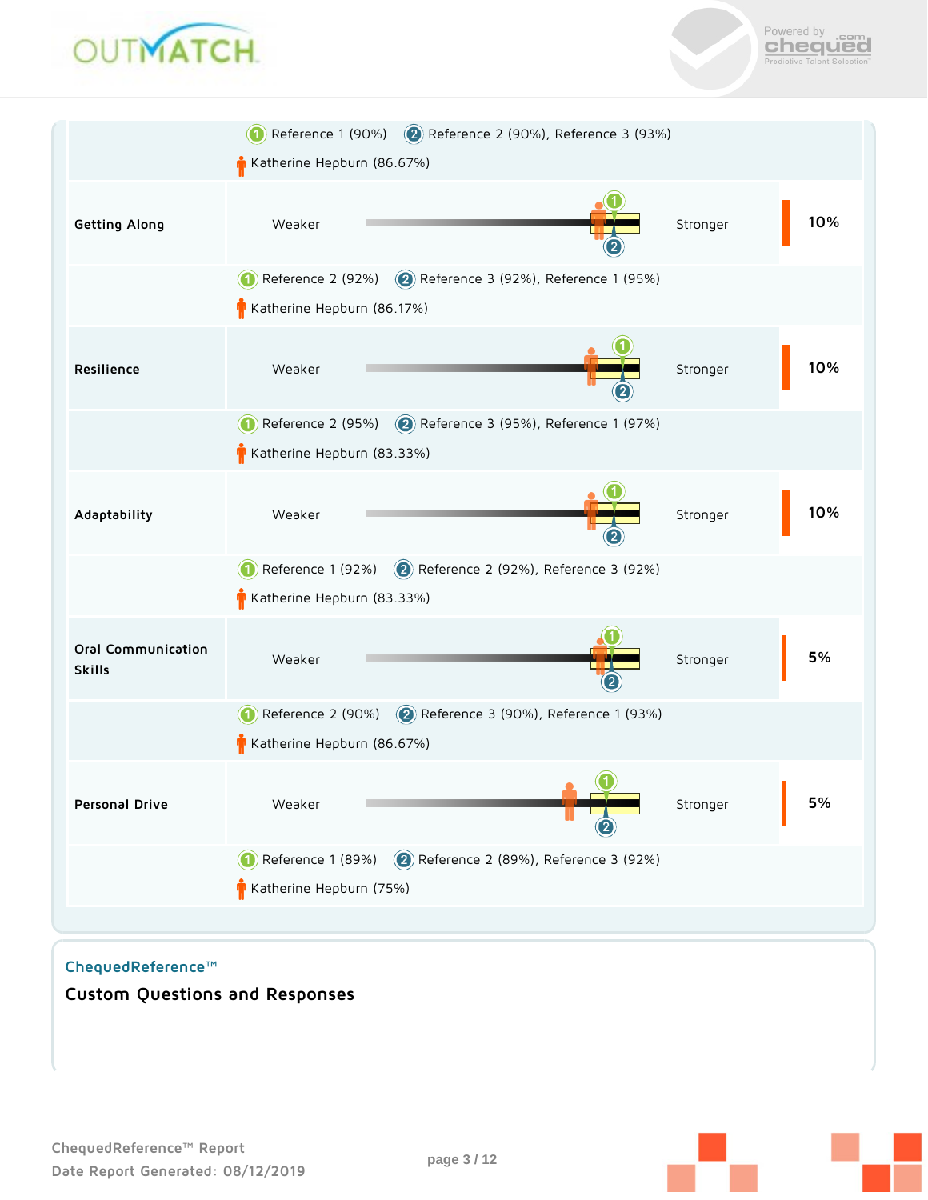Reference 1 (90%) Reference 2 (90%), Reference 3 (93%)

Katherine Hepburn (86.67%)

| Competency | | | | Weight |
|---|---|---|---|---|
| **Getting Along** | Weaker | | Stronger | 10% |

Reference 2 (92%) Reference 3 (92%), Reference 1 (95%)

Katherine Hepburn (86.17%)

| Competency | | | | Weight |
|---|---|---|---|---|
| **Resilience** | Weaker | | Stronger | 10% |

Reference 2 (95%) Reference 3 (95%), Reference 1 (97%)

Katherine Hepburn (83.33%)

| Competency | | | | Weight |
|---|---|---|---|---|
| **Adaptability** | Weaker | | Stronger | 10% |

Reference 1 (92%) Reference 2 (92%), Reference 3 (92%)

Katherine Hepburn (83.33%)

| Competency | | | | Weight |
|---|---|---|---|---|
| **Oral Communication Skills** | Weaker | | Stronger | 5% |

Reference 2 (90%) Reference 3 (90%), Reference 1 (93%)

Katherine Hepburn (86.67%)

| Competency | | | | Weight |
|---|---|---|---|---|
| **Personal Drive** | Weaker | | Stronger | 5% |

Reference 1 (89%) Reference 2 (89%), Reference 3 (92%)

Katherine Hepburn (75%)

ChequedReference™

## Custom Questions and Responses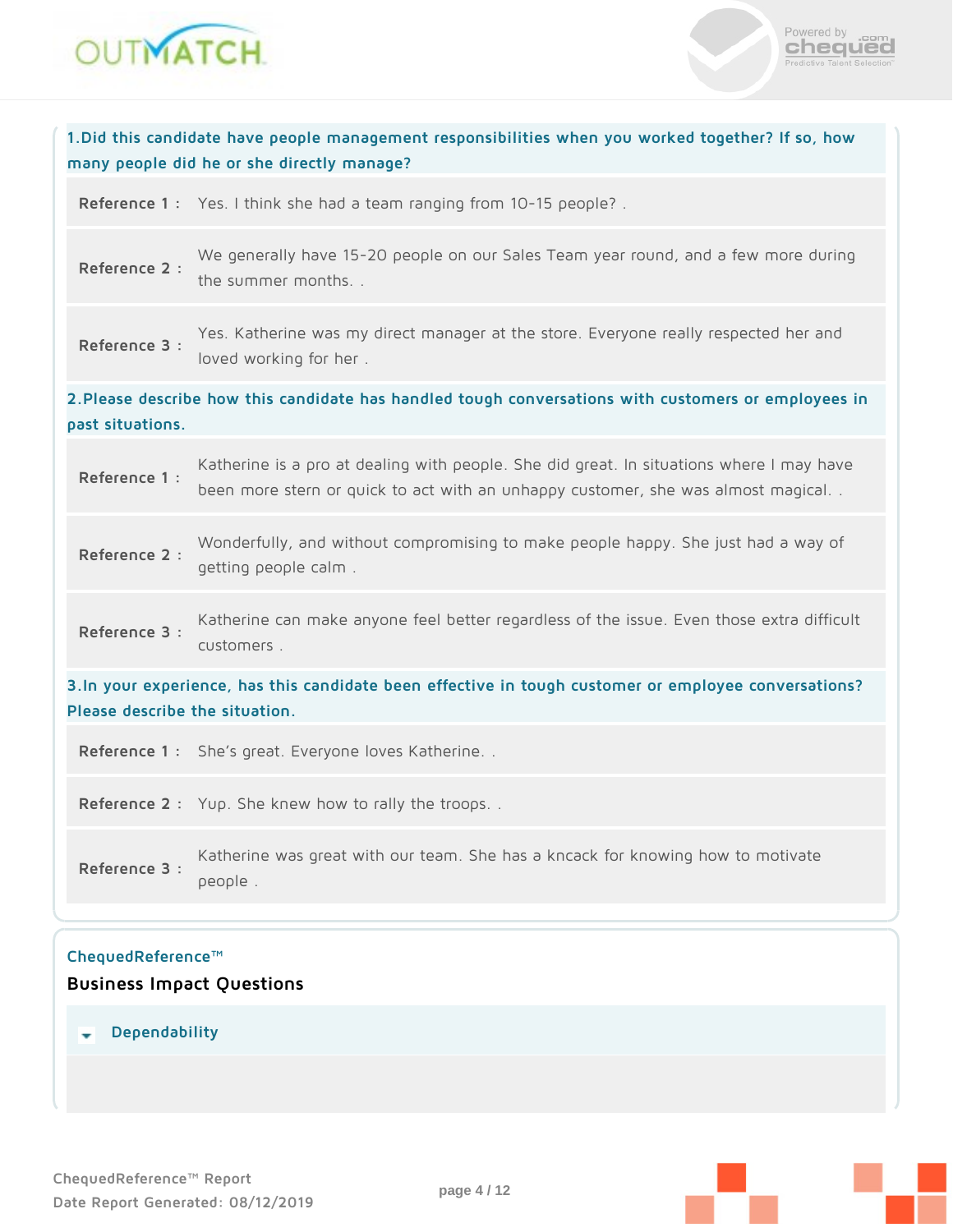**1. Did this candidate have people management responsibilities when you worked together? If so, how many people did he or she directly manage?**

**Reference 1 :** Yes. I think she had a team ranging from 10-15 people? .

**Reference 2 :** We generally have 15-20 people on our Sales Team year round, and a few more during the summer months. .

**Reference 3 :** Yes. Katherine was my direct manager at the store. Everyone really respected her and loved working for her .

**2. Please describe how this candidate has handled tough conversations with customers or employees in past situations.**

**Reference 1 :** Katherine is a pro at dealing with people. She did great. In situations where I may have been more stern or quick to act with an unhappy customer, she was almost magical. .

**Reference 2 :** Wonderfully, and without compromising to make people happy. She just had a way of getting people calm .

**Reference 3 :** Katherine can make anyone feel better regardless of the issue. Even those extra difficult customers .

**3. In your experience, has this candidate been effective in tough customer or employee conversations? Please describe the situation.**

**Reference 1 :** She's great. Everyone loves Katherine. .

**Reference 2 :** Yup. She knew how to rally the troops. .

**Reference 3 :** Katherine was great with our team. She has a kncack for knowing how to motivate people .

ChequedReference™

## Business Impact Questions

### Dependability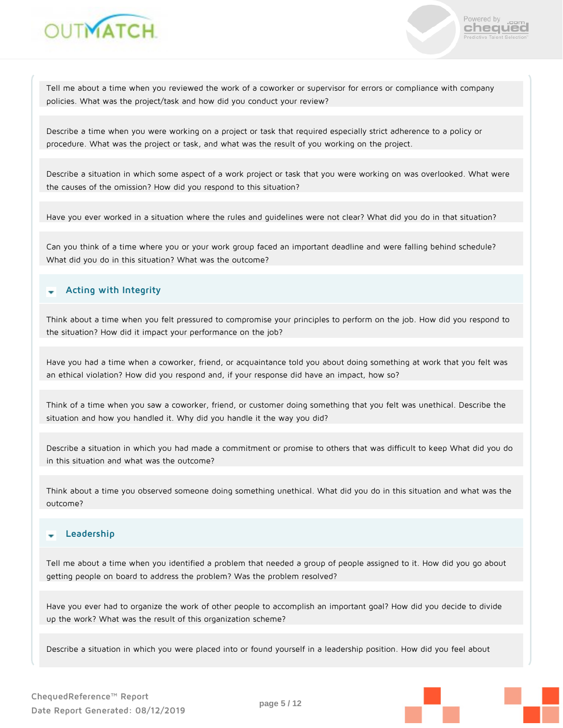Tell me about a time when you reviewed the work of a coworker or supervisor for errors or compliance with company policies. What was the project/task and how did you conduct your review?

Describe a time when you were working on a project or task that required especially strict adherence to a policy or procedure. What was the project or task, and what was the result of you working on the project.

Describe a situation in which some aspect of a work project or task that you were working on was overlooked. What were the causes of the omission? How did you respond to this situation?

Have you ever worked in a situation where the rules and guidelines were not clear? What did you do in that situation?

Can you think of a time where you or your work group faced an important deadline and were falling behind schedule? What did you do in this situation? What was the outcome?

## Acting with Integrity

Think about a time when you felt pressured to compromise your principles to perform on the job. How did you respond to the situation? How did it impact your performance on the job?

Have you had a time when a coworker, friend, or acquaintance told you about doing something at work that you felt was an ethical violation? How did you respond and, if your response did have an impact, how so?

Think of a time when you saw a coworker, friend, or customer doing something that you felt was unethical. Describe the situation and how you handled it. Why did you handle it the way you did?

Describe a situation in which you had made a commitment or promise to others that was difficult to keep What did you do in this situation and what was the outcome?

Think about a time you observed someone doing something unethical. What did you do in this situation and what was the outcome?

## Leadership

Tell me about a time when you identified a problem that needed a group of people assigned to it. How did you go about getting people on board to address the problem? Was the problem resolved?

Have you ever had to organize the work of other people to accomplish an important goal? How did you decide to divide up the work? What was the result of this organization scheme?

Describe a situation in which you were placed into or found yourself in a leadership position. How did you feel about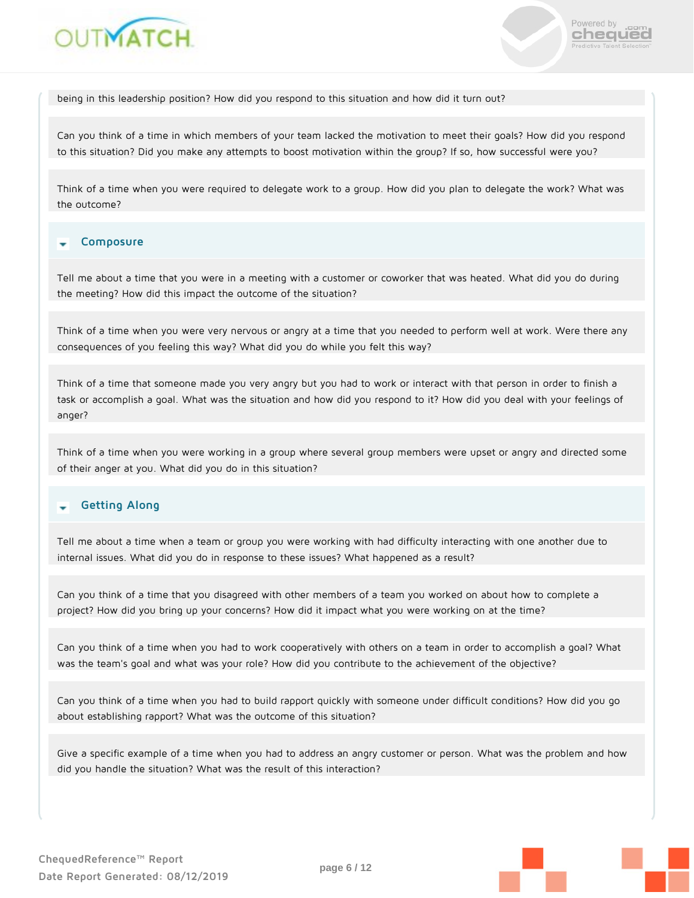being in this leadership position? How did you respond to this situation and how did it turn out?

Can you think of a time in which members of your team lacked the motivation to meet their goals? How did you respond to this situation? Did you make any attempts to boost motivation within the group? If so, how successful were you?

Think of a time when you were required to delegate work to a group. How did you plan to delegate the work? What was the outcome?

### Composure

Tell me about a time that you were in a meeting with a customer or coworker that was heated. What did you do during the meeting? How did this impact the outcome of the situation?

Think of a time when you were very nervous or angry at a time that you needed to perform well at work. Were there any consequences of you feeling this way? What did you do while you felt this way?

Think of a time that someone made you very angry but you had to work or interact with that person in order to finish a task or accomplish a goal. What was the situation and how did you respond to it? How did you deal with your feelings of anger?

Think of a time when you were working in a group where several group members were upset or angry and directed some of their anger at you. What did you do in this situation?

### Getting Along

Tell me about a time when a team or group you were working with had difficulty interacting with one another due to internal issues. What did you do in response to these issues? What happened as a result?

Can you think of a time that you disagreed with other members of a team you worked on about how to complete a project? How did you bring up your concerns? How did it impact what you were working on at the time?

Can you think of a time when you had to work cooperatively with others on a team in order to accomplish a goal? What was the team's goal and what was your role? How did you contribute to the achievement of the objective?

Can you think of a time when you had to build rapport quickly with someone under difficult conditions? How did you go about establishing rapport? What was the outcome of this situation?

Give a specific example of a time when you had to address an angry customer or person. What was the problem and how did you handle the situation? What was the result of this interaction?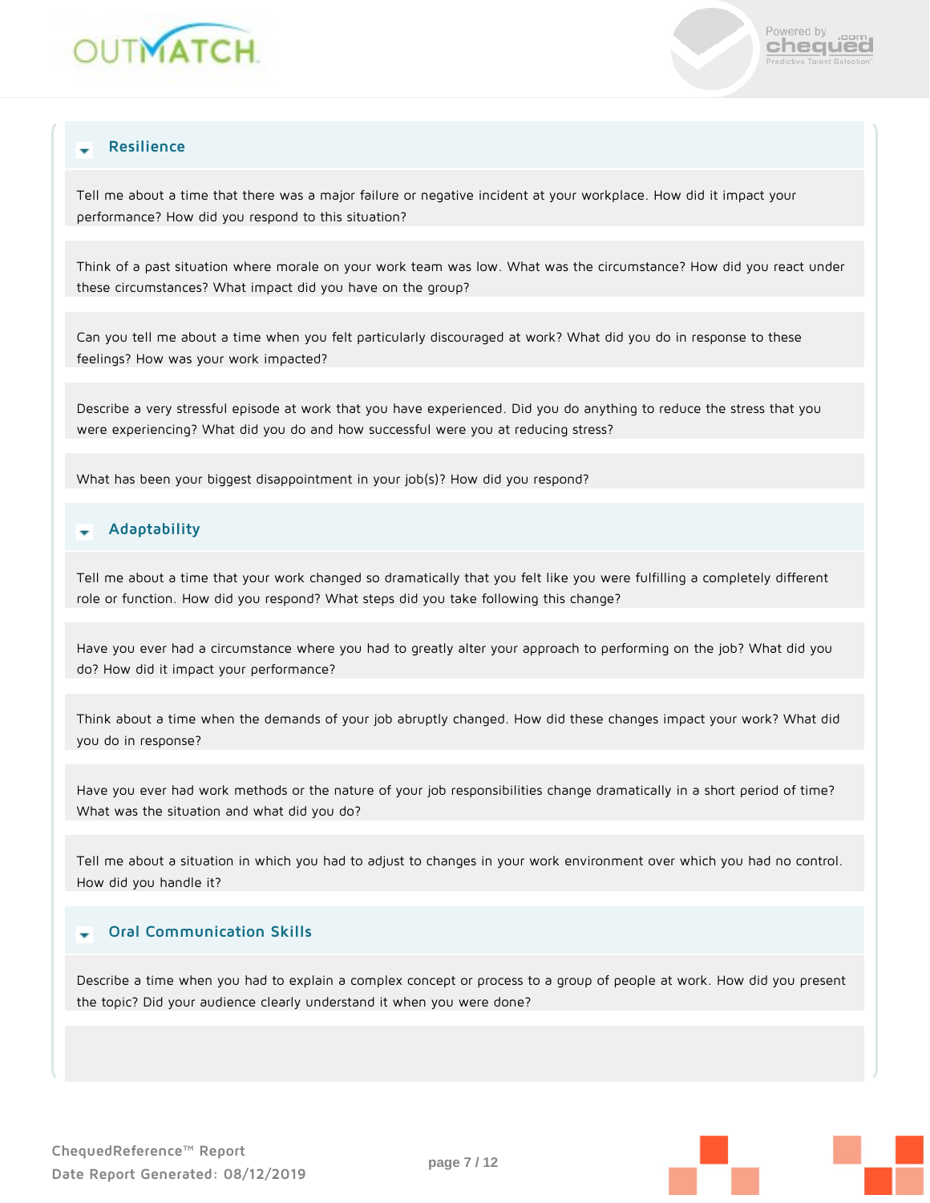## Resilience

Tell me about a time that there was a major failure or negative incident at your workplace. How did it impact your performance? How did you respond to this situation?

Think of a past situation where morale on your work team was low. What was the circumstance? How did you react under these circumstances? What impact did you have on the group?

Can you tell me about a time when you felt particularly discouraged at work? What did you do in response to these feelings? How was your work impacted?

Describe a very stressful episode at work that you have experienced. Did you do anything to reduce the stress that you were experiencing? What did you do and how successful were you at reducing stress?

What has been your biggest disappointment in your job(s)? How did you respond?

## Adaptability

Tell me about a time that your work changed so dramatically that you felt like you were fulfilling a completely different role or function. How did you respond? What steps did you take following this change?

Have you ever had a circumstance where you had to greatly alter your approach to performing on the job? What did you do? How did it impact your performance?

Think about a time when the demands of your job abruptly changed. How did these changes impact your work? What did you do in response?

Have you ever had work methods or the nature of your job responsibilities change dramatically in a short period of time? What was the situation and what did you do?

Tell me about a situation in which you had to adjust to changes in your work environment over which you had no control. How did you handle it?

## Oral Communication Skills

Describe a time when you had to explain a complex concept or process to a group of people at work. How did you present the topic? Did your audience clearly understand it when you were done?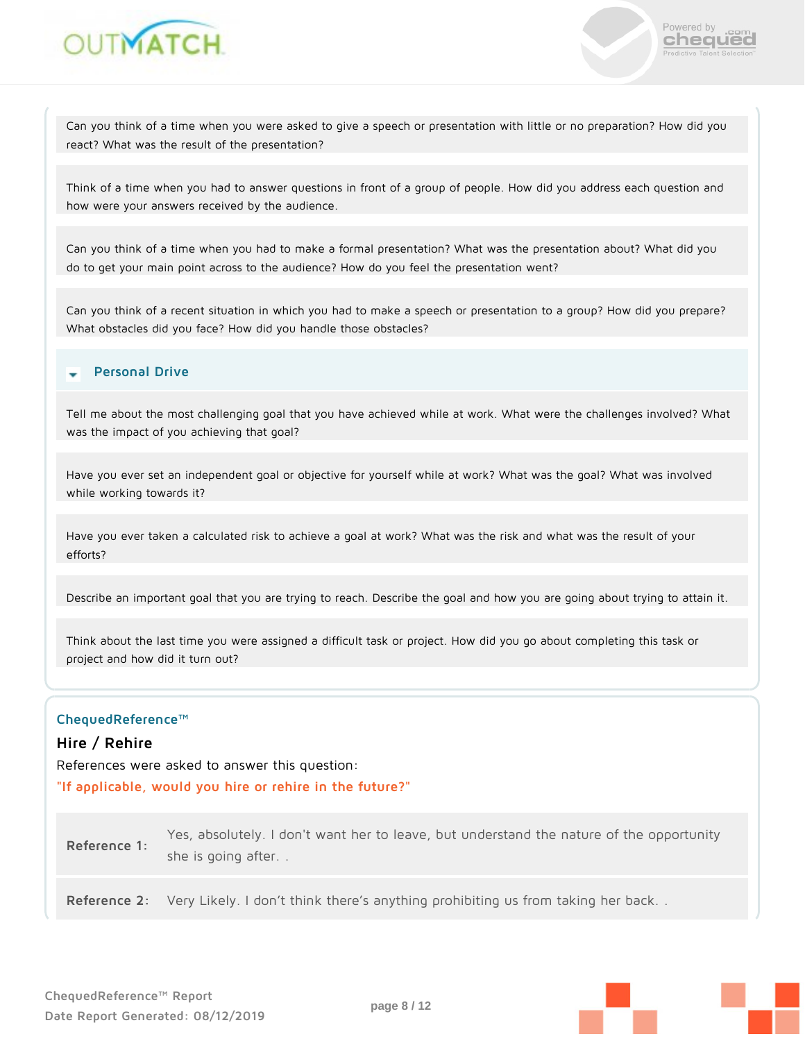Can you think of a time when you were asked to give a speech or presentation with little or no preparation? How did you react? What was the result of the presentation?

Think of a time when you had to answer questions in front of a group of people. How did you address each question and how were your answers received by the audience.

Can you think of a time when you had to make a formal presentation? What was the presentation about? What did you do to get your main point across to the audience? How do you feel the presentation went?

Can you think of a recent situation in which you had to make a speech or presentation to a group? How did you prepare? What obstacles did you face? How did you handle those obstacles?

### Personal Drive

Tell me about the most challenging goal that you have achieved while at work. What were the challenges involved? What was the impact of you achieving that goal?

Have you ever set an independent goal or objective for yourself while at work? What was the goal? What was involved while working towards it?

Have you ever taken a calculated risk to achieve a goal at work? What was the risk and what was the result of your efforts?

Describe an important goal that you are trying to reach. Describe the goal and how you are going about trying to attain it.

Think about the last time you were assigned a difficult task or project. How did you go about completing this task or project and how did it turn out?

## ChequedReference™

### Hire / Rehire

References were asked to answer this question:

"If applicable, would you hire or rehire in the future?"

| | |
|---|---|
| **Reference 1:** | Yes, absolutely. I don't want her to leave, but understand the nature of the opportunity she is going after. . |
| **Reference 2:** | Very Likely. I don't think there's anything prohibiting us from taking her back. . |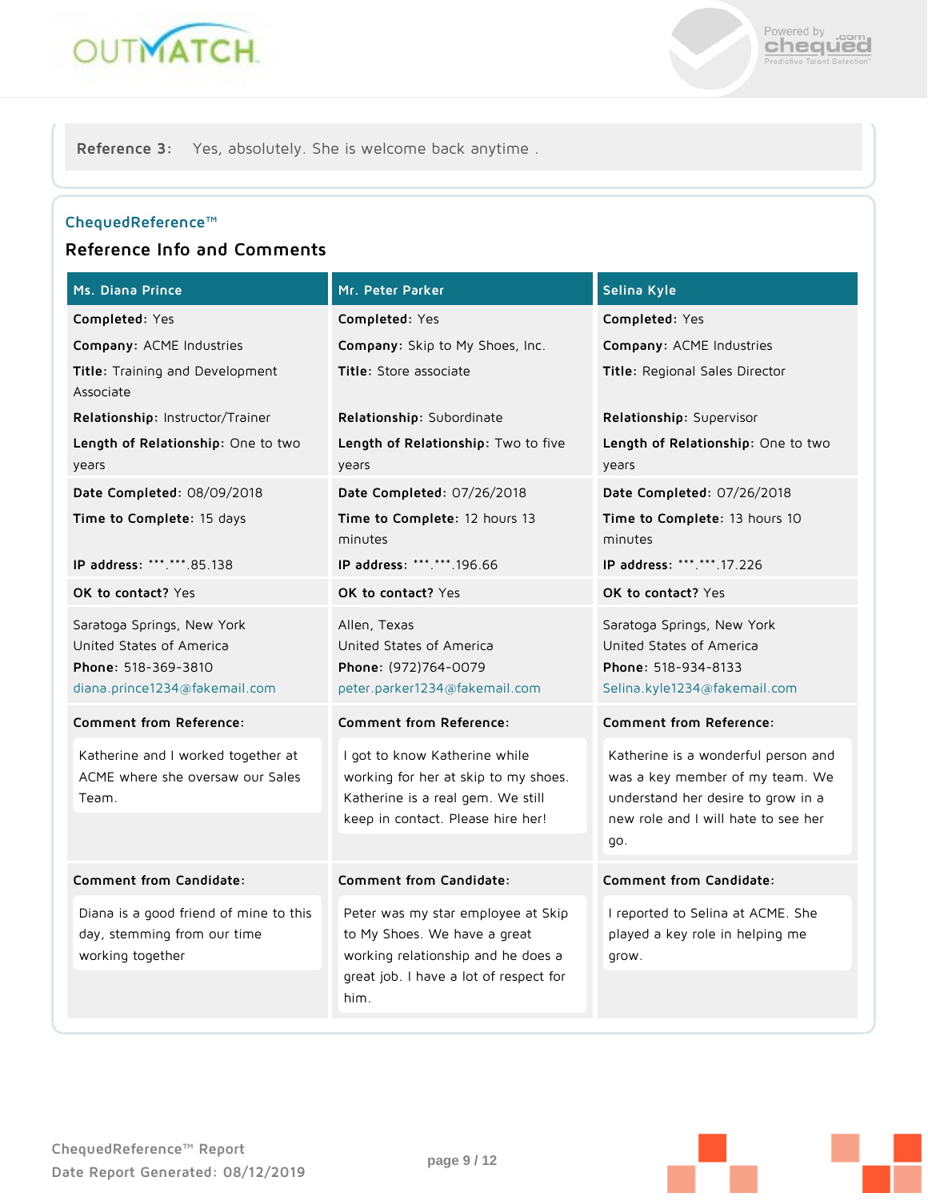**Reference 3:** Yes, absolutely. She is welcome back anytime .

ChequedReference™

## Reference Info and Comments

| Ms. Diana Prince | Mr. Peter Parker | Selina Kyle |
|---|---|---|
| **Completed:** Yes | **Completed:** Yes | **Completed:** Yes |
| **Company:** ACME Industries | **Company:** Skip to My Shoes, Inc. | **Company:** ACME Industries |
| **Title:** Training and Development Associate | **Title:** Store associate | **Title:** Regional Sales Director |
| **Relationship:** Instructor/Trainer | **Relationship:** Subordinate | **Relationship:** Supervisor |
| **Length of Relationship:** One to two years | **Length of Relationship:** Two to five years | **Length of Relationship:** One to two years |
| **Date Completed:** 08/09/2018 | **Date Completed:** 07/26/2018 | **Date Completed:** 07/26/2018 |
| **Time to Complete:** 15 days | **Time to Complete:** 12 hours 13 minutes | **Time to Complete:** 13 hours 10 minutes |
| **IP address:** \*\*\*.\*\*\*.85.138 | **IP address:** \*\*\*.\*\*\*.196.66 | **IP address:** \*\*\*.\*\*\*.17.226 |
| **OK to contact?** Yes | **OK to contact?** Yes | **OK to contact?** Yes |
| Saratoga Springs, New York<br>United States of America<br>**Phone:** 518-369-3810<br>diana.prince1234@fakemail.com | Allen, Texas<br>United States of America<br>**Phone:** (972)764-0079<br>peter.parker1234@fakemail.com | Saratoga Springs, New York<br>United States of America<br>**Phone:** 518-934-8133<br>Selina.kyle1234@fakemail.com |
| **Comment from Reference:**<br>Katherine and I worked together at ACME where she oversaw our Sales Team. | **Comment from Reference:**<br>I got to know Katherine while working for her at skip to my shoes. Katherine is a real gem. We still keep in contact. Please hire her! | **Comment from Reference:**<br>Katherine is a wonderful person and was a key member of my team. We understand her desire to grow in a new role and I will hate to see her go. |
| **Comment from Candidate:**<br>Diana is a good friend of mine to this day, stemming from our time working together | **Comment from Candidate:**<br>Peter was my star employee at Skip to My Shoes. We have a great working relationship and he does a great job. I have a lot of respect for him. | **Comment from Candidate:**<br>I reported to Selina at ACME. She played a key role in helping me grow. |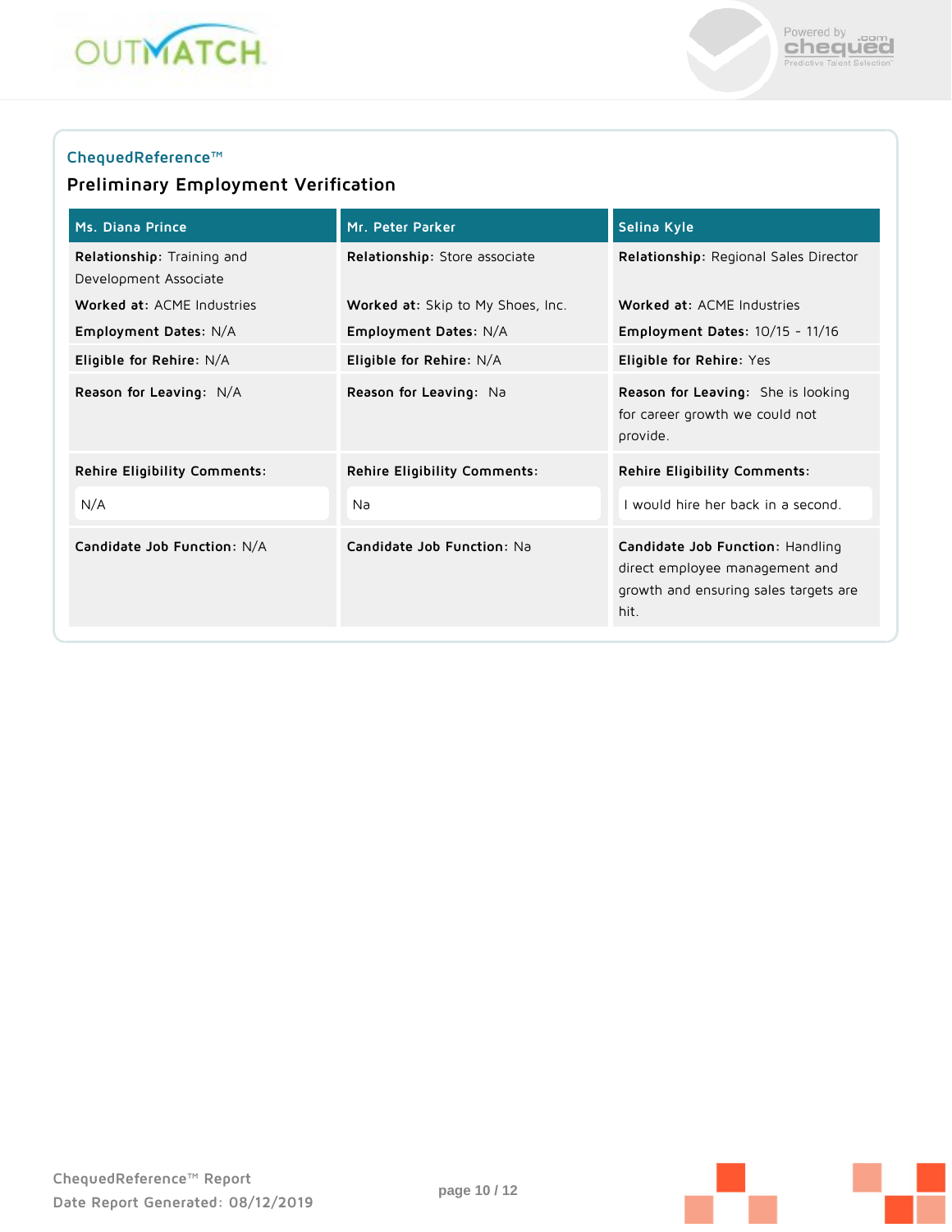ChequedReference™

## Preliminary Employment Verification

| Ms. Diana Prince | Mr. Peter Parker | Selina Kyle |
|---|---|---|
| **Relationship:** Training and Development Associate | **Relationship:** Store associate | **Relationship:** Regional Sales Director |
| **Worked at:** ACME Industries | **Worked at:** Skip to My Shoes, Inc. | **Worked at:** ACME Industries |
| **Employment Dates:** N/A | **Employment Dates:** N/A | **Employment Dates:** 10/15 - 11/16 |
| **Eligible for Rehire:** N/A | **Eligible for Rehire:** N/A | **Eligible for Rehire:** Yes |
| **Reason for Leaving:** N/A | **Reason for Leaving:** Na | **Reason for Leaving:** She is looking for career growth we could not provide. |
| **Rehire Eligibility Comments:** N/A | **Rehire Eligibility Comments:** Na | **Rehire Eligibility Comments:** I would hire her back in a second. |
| **Candidate Job Function:** N/A | **Candidate Job Function:** Na | **Candidate Job Function:** Handling direct employee management and growth and ensuring sales targets are hit. |

ChequedReference™ Report
Date Report Generated: 08/12/2019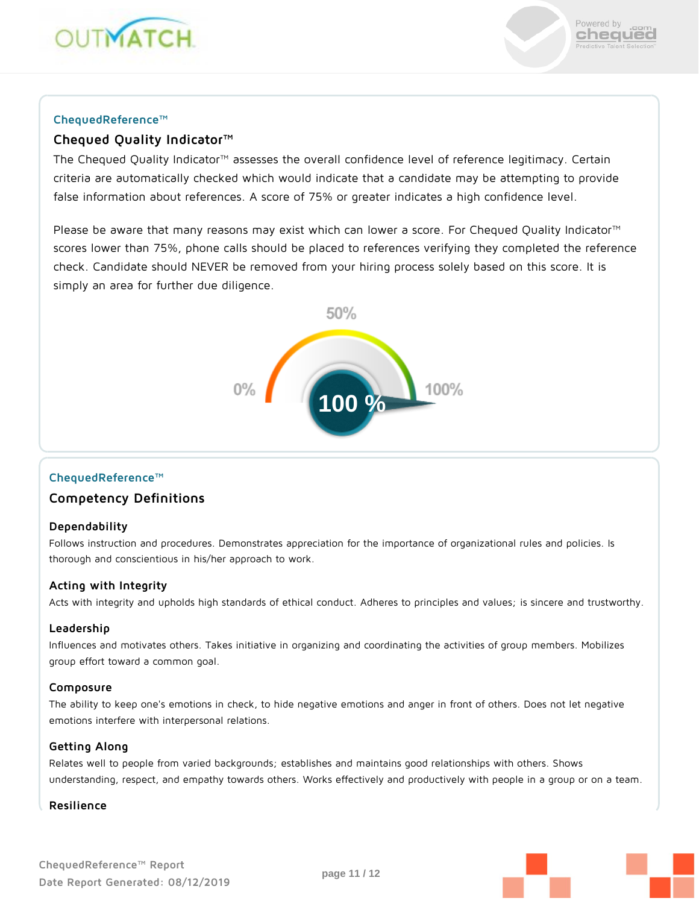ChequedReference™

## Chequed Quality Indicator™

The Chequed Quality Indicator™ assesses the overall confidence level of reference legitimacy. Certain criteria are automatically checked which would indicate that a candidate may be attempting to provide false information about references. A score of 75% or greater indicates a high confidence level.

Please be aware that many reasons may exist which can lower a score. For Chequed Quality Indicator™ scores lower than 75%, phone calls should be placed to references verifying they completed the reference check. Candidate should NEVER be removed from your hiring process solely based on this score. It is simply an area for further due diligence.

50%

0% 100 % 100%

ChequedReference™

## Competency Definitions

### Dependability

Follows instruction and procedures. Demonstrates appreciation for the importance of organizational rules and policies. Is thorough and conscientious in his/her approach to work.

### Acting with Integrity

Acts with integrity and upholds high standards of ethical conduct. Adheres to principles and values; is sincere and trustworthy.

### Leadership

Influences and motivates others. Takes initiative in organizing and coordinating the activities of group members. Mobilizes group effort toward a common goal.

### Composure

The ability to keep one's emotions in check, to hide negative emotions and anger in front of others. Does not let negative emotions interfere with interpersonal relations.

### Getting Along

Relates well to people from varied backgrounds; establishes and maintains good relationships with others. Shows understanding, respect, and empathy towards others. Works effectively and productively with people in a group or on a team.

### Resilience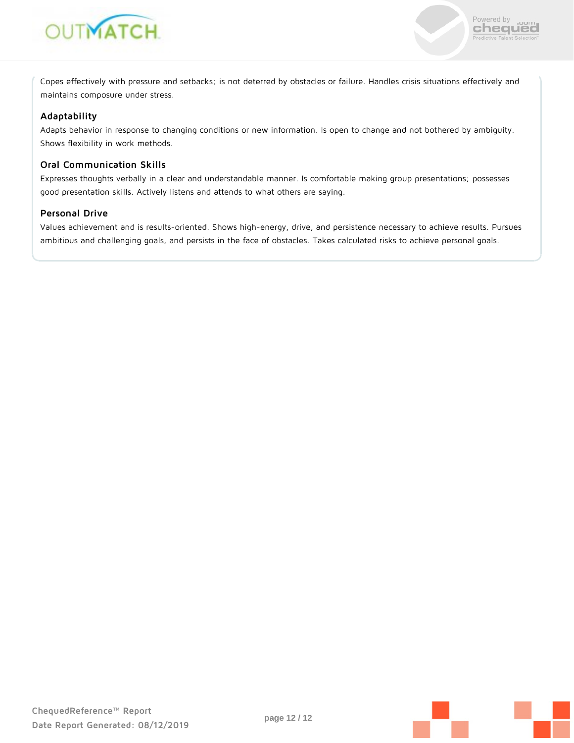Copes effectively with pressure and setbacks; is not deterred by obstacles or failure. Handles crisis situations effectively and maintains composure under stress.

### Adaptability

Adapts behavior in response to changing conditions or new information. Is open to change and not bothered by ambiguity. Shows flexibility in work methods.

### Oral Communication Skills

Expresses thoughts verbally in a clear and understandable manner. Is comfortable making group presentations; possesses good presentation skills. Actively listens and attends to what others are saying.

### Personal Drive

Values achievement and is results-oriented. Shows high-energy, drive, and persistence necessary to achieve results. Pursues ambitious and challenging goals, and persists in the face of obstacles. Takes calculated risks to achieve personal goals.